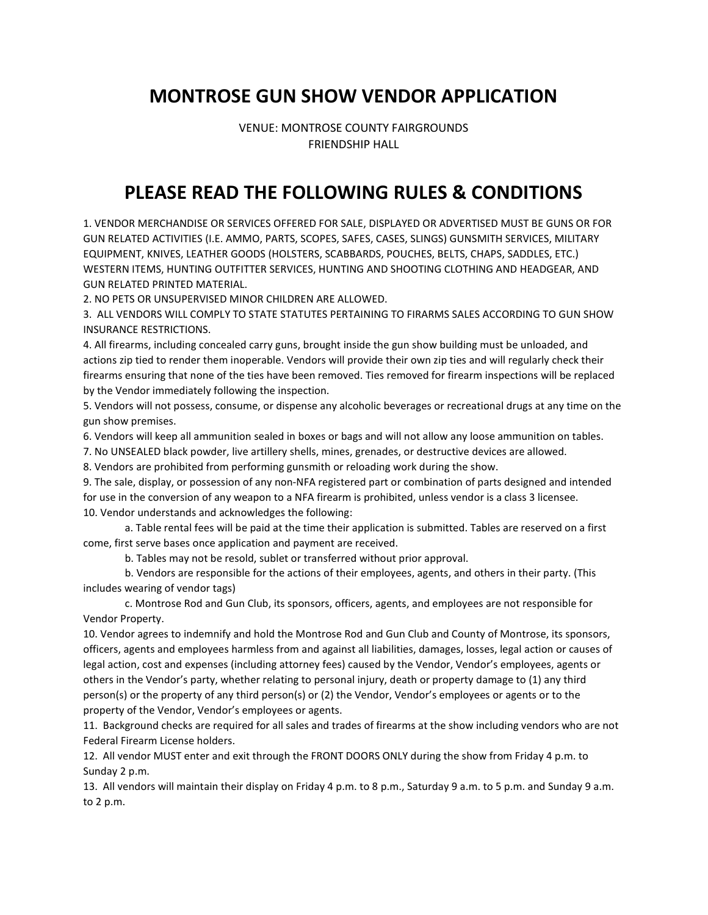# MONTROSE GUN SHOW VENDOR APPLICATION

VENUE: MONTROSE COUNTY FAIRGROUNDS
FRIENDSHIP HALL

# PLEASE READ THE FOLLOWING RULES & CONDITIONS

1. VENDOR MERCHANDISE OR SERVICES OFFERED FOR SALE, DISPLAYED OR ADVERTISED MUST BE GUNS OR FOR GUN RELATED ACTIVITIES (I.E. AMMO, PARTS, SCOPES, SAFES, CASES, SLINGS) GUNSMITH SERVICES, MILITARY EQUIPMENT, KNIVES, LEATHER GOODS (HOLSTERS, SCABBARDS, POUCHES, BELTS, CHAPS, SADDLES, ETC.) WESTERN ITEMS, HUNTING OUTFITTER SERVICES, HUNTING AND SHOOTING CLOTHING AND HEADGEAR, AND GUN RELATED PRINTED MATERIAL.
2. NO PETS OR UNSUPERVISED MINOR CHILDREN ARE ALLOWED.
3. ALL VENDORS WILL COMPLY TO STATE STATUTES PERTAINING TO FIRARMS SALES ACCORDING TO GUN SHOW INSURANCE RESTRICTIONS.
4. All firearms, including concealed carry guns, brought inside the gun show building must be unloaded, and actions zip tied to render them inoperable. Vendors will provide their own zip ties and will regularly check their firearms ensuring that none of the ties have been removed. Ties removed for firearm inspections will be replaced by the Vendor immediately following the inspection.
5. Vendors will not possess, consume, or dispense any alcoholic beverages or recreational drugs at any time on the gun show premises.
6. Vendors will keep all ammunition sealed in boxes or bags and will not allow any loose ammunition on tables.
7. No UNSEALED black powder, live artillery shells, mines, grenades, or destructive devices are allowed.
8. Vendors are prohibited from performing gunsmith or reloading work during the show.
9. The sale, display, or possession of any non-NFA registered part or combination of parts designed and intended for use in the conversion of any weapon to a NFA firearm is prohibited, unless vendor is a class 3 licensee.
10. Vendor understands and acknowledges the following:
    - a. Table rental fees will be paid at the time their application is submitted. Tables are reserved on a first come, first serve bases once application and payment are received.
    - b. Tables may not be resold, sublet or transferred without prior approval.
    - b. Vendors are responsible for the actions of their employees, agents, and others in their party. (This includes wearing of vendor tags)
    - c. Montrose Rod and Gun Club, its sponsors, officers, agents, and employees are not responsible for Vendor Property.

10. Vendor agrees to indemnify and hold the Montrose Rod and Gun Club and County of Montrose, its sponsors, officers, agents and employees harmless from and against all liabilities, damages, losses, legal action or causes of legal action, cost and expenses (including attorney fees) caused by the Vendor, Vendor's employees, agents or others in the Vendor's party, whether relating to personal injury, death or property damage to (1) any third person(s) or the property of any third person(s) or (2) the Vendor, Vendor's employees or agents or to the property of the Vendor, Vendor's employees or agents.

11. Background checks are required for all sales and trades of firearms at the show including vendors who are not Federal Firearm License holders.

12. All vendor MUST enter and exit through the FRONT DOORS ONLY during the show from Friday 4 p.m. to Sunday 2 p.m.

13. All vendors will maintain their display on Friday 4 p.m. to 8 p.m., Saturday 9 a.m. to 5 p.m. and Sunday 9 a.m. to 2 p.m.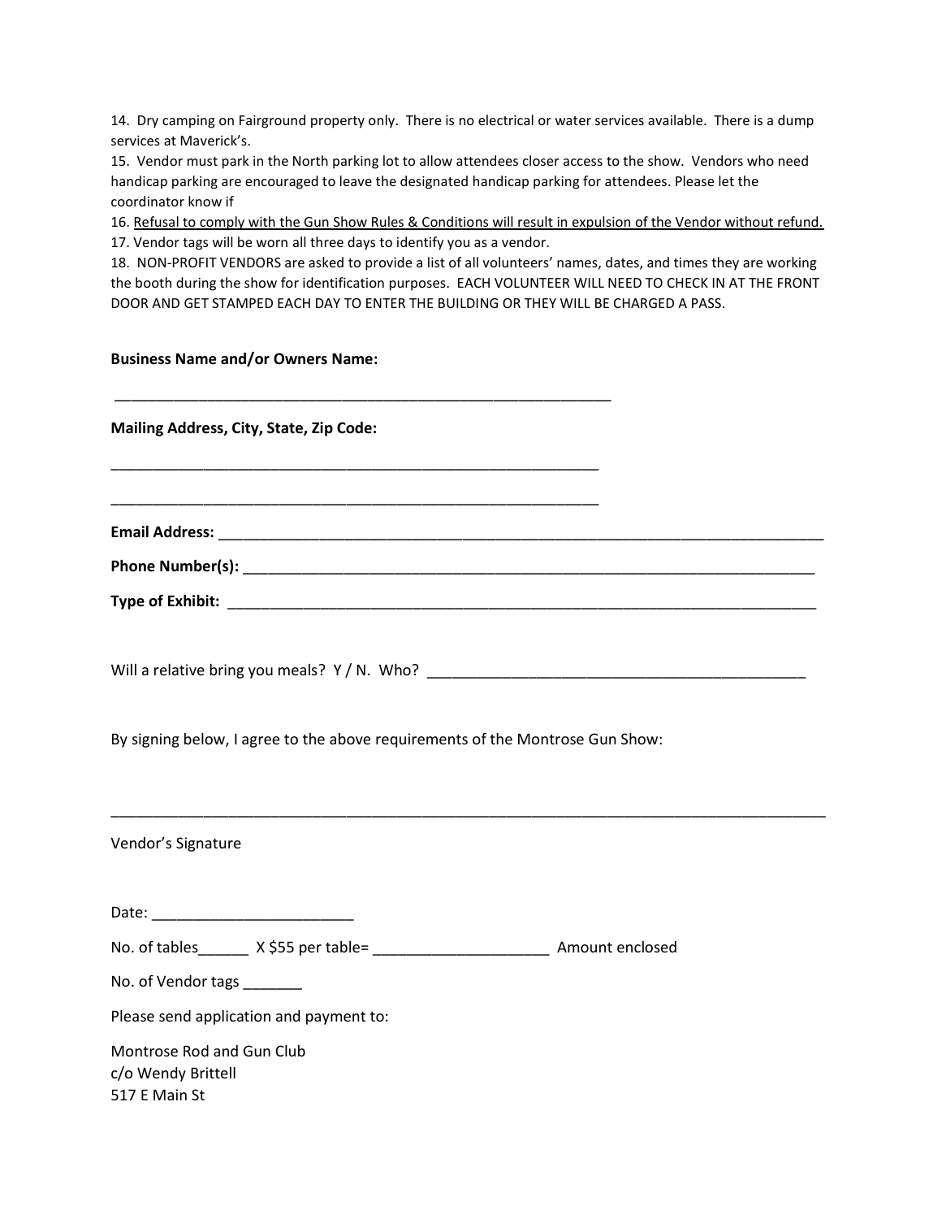14. Dry camping on Fairground property only. There is no electrical or water services available. There is a dump services at Maverick's.

15. Vendor must park in the North parking lot to allow attendees closer access to the show. Vendors who need handicap parking are encouraged to leave the designated handicap parking for attendees. Please let the coordinator know if

16. <u>Refusal to comply with the Gun Show Rules & Conditions will result in expulsion of the Vendor without refund.</u>

17. Vendor tags will be worn all three days to identify you as a vendor.

18. NON-PROFIT VENDORS are asked to provide a list of all volunteers' names, dates, and times they are working the booth during the show for identification purposes. EACH VOLUNTEER WILL NEED TO CHECK IN AT THE FRONT DOOR AND GET STAMPED EACH DAY TO ENTER THE BUILDING OR THEY WILL BE CHARGED A PASS.

**Business Name and/or Owners Name:**

______________________________________________________________

**Mailing Address, City, State, Zip Code:**

______________________________________________________________

______________________________________________________________

**Email Address:** ______________________________________________________________

**Phone Number(s):** ______________________________________________________________

**Type of Exhibit:** ______________________________________________________________

Will a relative bring you meals? Y / N. Who? _______________________________________________

By signing below, I agree to the above requirements of the Montrose Gun Show:

__________________________________________________________________________________

Vendor's Signature

Date: ________________________

No. of tables______ X $55 per table= _____________________ Amount enclosed

No. of Vendor tags _______

Please send application and payment to:

Montrose Rod and Gun Club
c/o Wendy Brittell
517 E Main St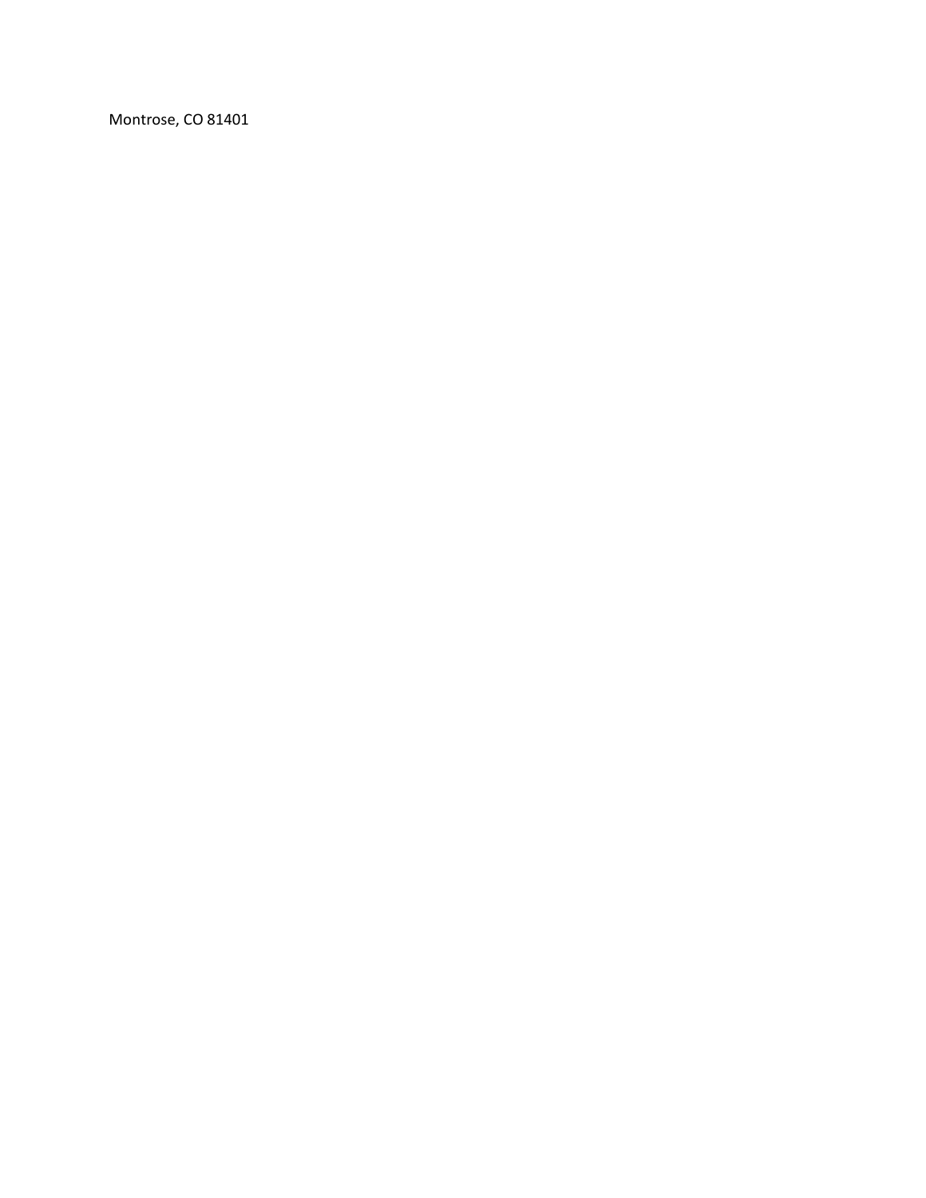Montrose, CO 81401